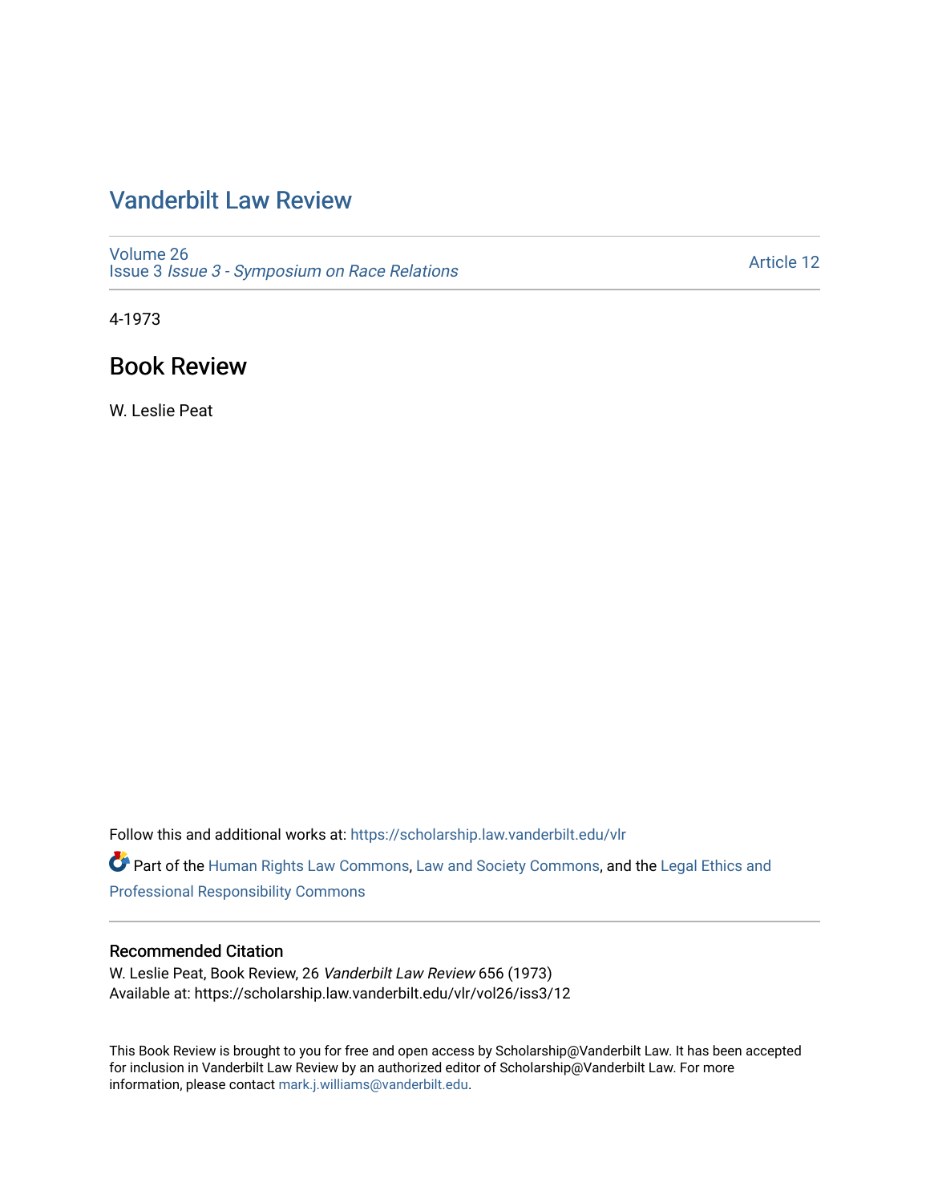# Vanderbilt Law Review

Volume 26
Issue 3 *Issue 3 - Symposium on Race Relations*

Article 12

4-1973

## Book Review

W. Leslie Peat

Follow this and additional works at: https://scholarship.law.vanderbilt.edu/vlr

Part of the Human Rights Law Commons, Law and Society Commons, and the Legal Ethics and Professional Responsibility Commons

### Recommended Citation

W. Leslie Peat, Book Review, 26 *Vanderbilt Law Review* 656 (1973)
Available at: https://scholarship.law.vanderbilt.edu/vlr/vol26/iss3/12

This Book Review is brought to you for free and open access by Scholarship@Vanderbilt Law. It has been accepted for inclusion in Vanderbilt Law Review by an authorized editor of Scholarship@Vanderbilt Law. For more information, please contact mark.j.williams@vanderbilt.edu.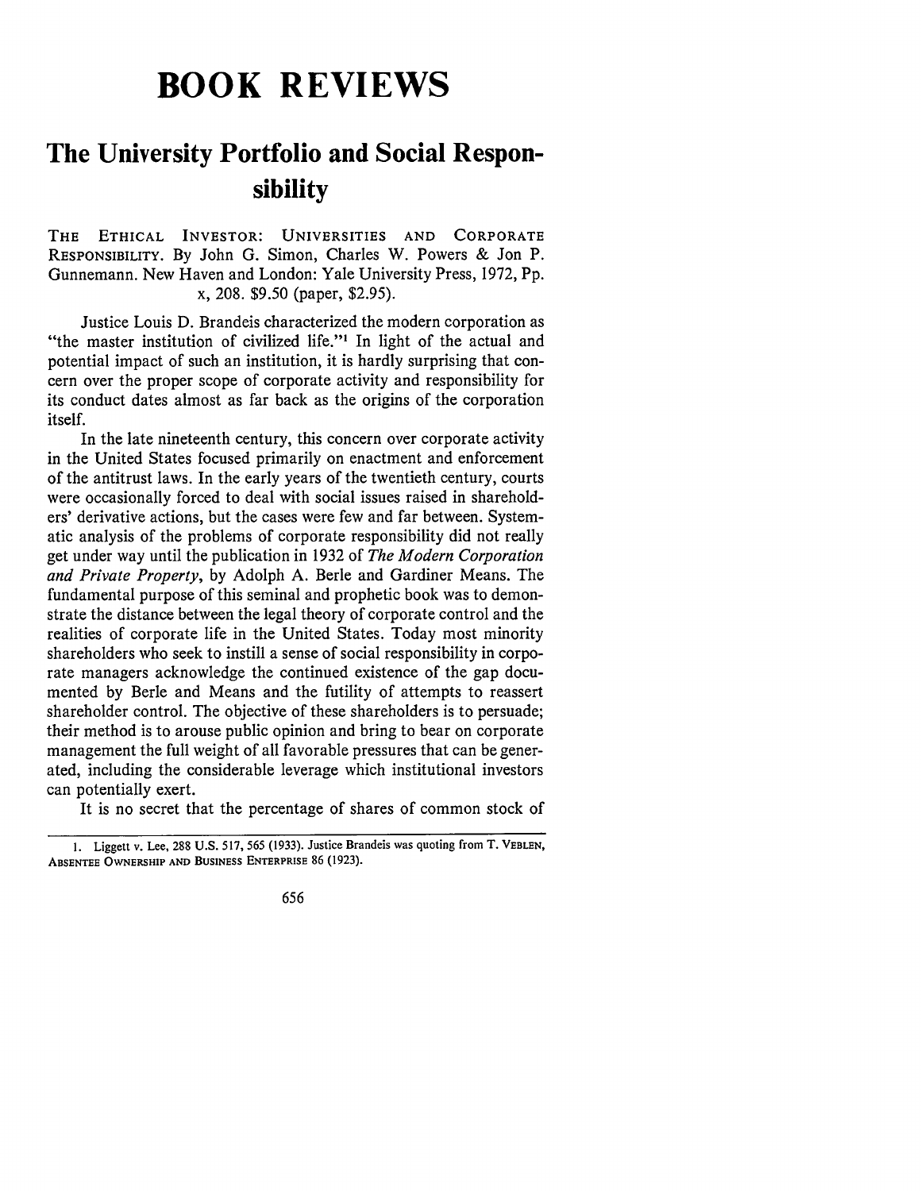# BOOK REVIEWS

## The University Portfolio and Social Responsibility

THE ETHICAL INVESTOR: UNIVERSITIES AND CORPORATE RESPONSIBILITY. By John G. Simon, Charles W. Powers & Jon P. Gunnemann. New Haven and London: Yale University Press, 1972, Pp. x, 208. $9.50 (paper, $2.95).

Justice Louis D. Brandeis characterized the modern corporation as "the master institution of civilized life."[1] In light of the actual and potential impact of such an institution, it is hardly surprising that concern over the proper scope of corporate activity and responsibility for its conduct dates almost as far back as the origins of the corporation itself.

In the late nineteenth century, this concern over corporate activity in the United States focused primarily on enactment and enforcement of the antitrust laws. In the early years of the twentieth century, courts were occasionally forced to deal with social issues raised in shareholders' derivative actions, but the cases were few and far between. Systematic analysis of the problems of corporate responsibility did not really get under way until the publication in 1932 of *The Modern Corporation and Private Property*, by Adolph A. Berle and Gardiner Means. The fundamental purpose of this seminal and prophetic book was to demonstrate the distance between the legal theory of corporate control and the realities of corporate life in the United States. Today most minority shareholders who seek to instill a sense of social responsibility in corporate managers acknowledge the continued existence of the gap documented by Berle and Means and the futility of attempts to reassert shareholder control. The objective of these shareholders is to persuade; their method is to arouse public opinion and bring to bear on corporate management the full weight of all favorable pressures that can be generated, including the considerable leverage which institutional investors can potentially exert.

It is no secret that the percentage of shares of common stock of

---

1. Liggett v. Lee, 288 U.S. 517, 565 (1933). Justice Brandeis was quoting from T. VEBLEN, ABSENTEE OWNERSHIP AND BUSINESS ENTERPRISE 86 (1923).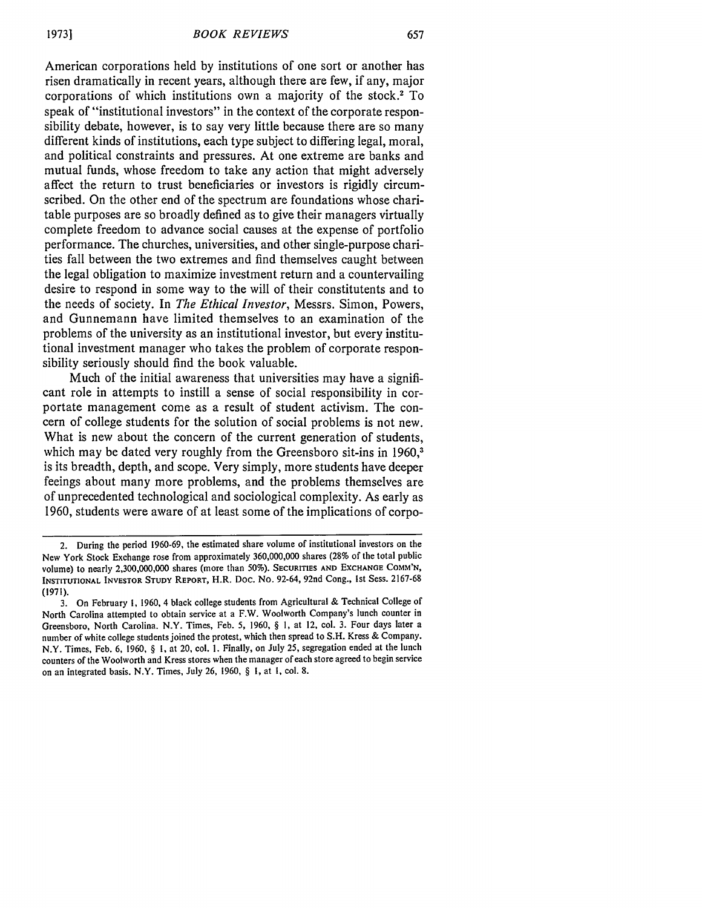American corporations held by institutions of one sort or another has risen dramatically in recent years, although there are few, if any, major corporations of which institutions own a majority of the stock.[2] To speak of "institutional investors" in the context of the corporate responsibility debate, however, is to say very little because there are so many different kinds of institutions, each type subject to differing legal, moral, and political constraints and pressures. At one extreme are banks and mutual funds, whose freedom to take any action that might adversely affect the return to trust beneficiaries or investors is rigidly circumscribed. On the other end of the spectrum are foundations whose charitable purposes are so broadly defined as to give their managers virtually complete freedom to advance social causes at the expense of portfolio performance. The churches, universities, and other single-purpose charities fall between the two extremes and find themselves caught between the legal obligation to maximize investment return and a countervailing desire to respond in some way to the will of their constitutents and to the needs of society. In *The Ethical Investor*, Messrs. Simon, Powers, and Gunnemann have limited themselves to an examination of the problems of the university as an institutional investor, but every institutional investment manager who takes the problem of corporate responsibility seriously should find the book valuable.

Much of the initial awareness that universities may have a significant role in attempts to instill a sense of social responsibility in corportate management come as a result of student activism. The concern of college students for the solution of social problems is not new. What is new about the concern of the current generation of students, which may be dated very roughly from the Greensboro sit-ins in 1960,[3] is its breadth, depth, and scope. Very simply, more students have deeper feeings about many more problems, and the problems themselves are of unprecedented technological and sociological complexity. As early as 1960, students were aware of at least some of the implications of corpo-

2. During the period 1960-69, the estimated share volume of institutional investors on the New York Stock Exchange rose from approximately 360,000,000 shares (28% of the total public volume) to nearly 2,300,000,000 shares (more than 50%). SECURITIES AND EXCHANGE COMM'N, INSTITUTIONAL INVESTOR STUDY REPORT, H.R. DOC. NO. 92-64, 92nd Cong., 1st Sess. 2167-68 (1971).

3. On February 1, 1960, 4 black college students from Agricultural & Technical College of North Carolina attempted to obtain service at a F.W. Woolworth Company's lunch counter in Greensboro, North Carolina. N.Y. Times, Feb. 5, 1960, § 1, at 12, col. 3. Four days later a number of white college students joined the protest, which then spread to S.H. Kress & Company. N.Y. Times, Feb. 6, 1960, § 1, at 20, col. 1. Finally, on July 25, segregation ended at the lunch counters of the Woolworth and Kress stores when the manager of each store agreed to begin service on an integrated basis. N.Y. Times, July 26, 1960, § 1, at 1, col. 8.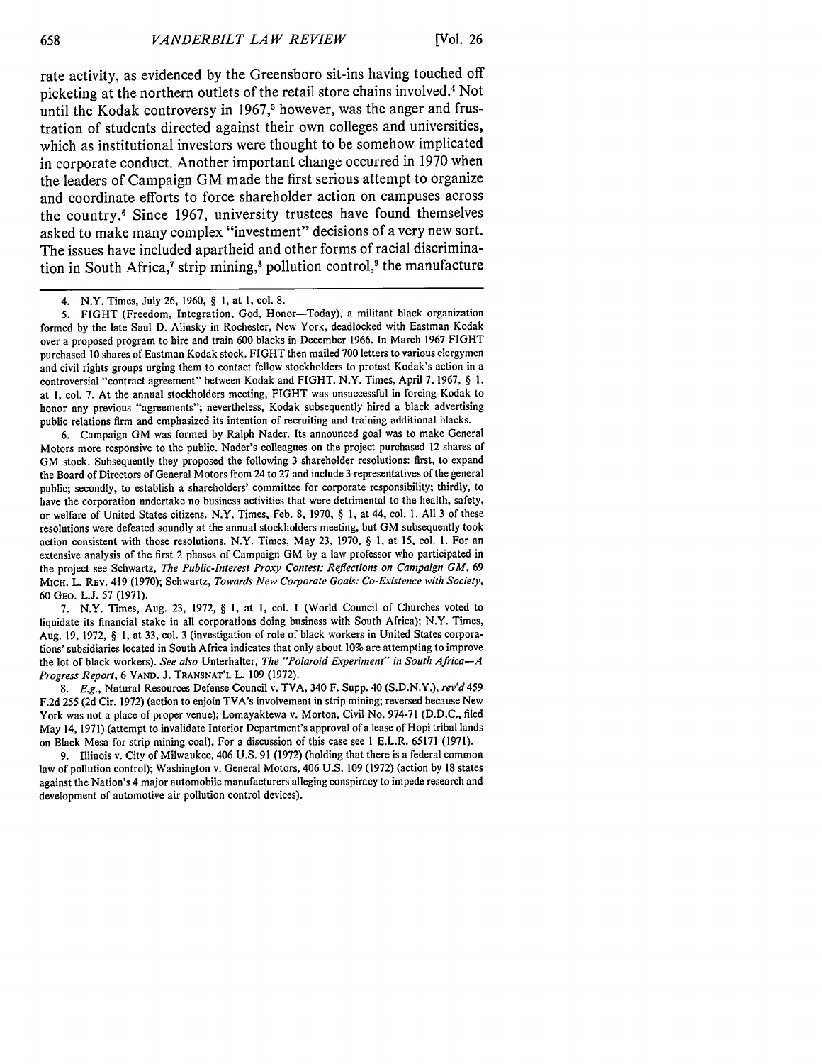rate activity, as evidenced by the Greensboro sit-ins having touched off picketing at the northern outlets of the retail store chains involved.[4] Not until the Kodak controversy in 1967,[5] however, was the anger and frustration of students directed against their own colleges and universities, which as institutional investors were thought to be somehow implicated in corporate conduct. Another important change occurred in 1970 when the leaders of Campaign GM made the first serious attempt to organize and coordinate efforts to force shareholder action on campuses across the country.[6] Since 1967, university trustees have found themselves asked to make many complex "investment" decisions of a very new sort. The issues have included apartheid and other forms of racial discrimination in South Africa,[7] strip mining,[8] pollution control,[9] the manufacture

---

4. N.Y. Times, July 26, 1960, § 1, at 1, col. 8.

5. FIGHT (Freedom, Integration, God, Honor—Today), a militant black organization formed by the late Saul D. Alinsky in Rochester, New York, deadlocked with Eastman Kodak over a proposed program to hire and train 600 blacks in December 1966. In March 1967 FIGHT purchased 10 shares of Eastman Kodak stock. FIGHT then mailed 700 letters to various clergymen and civil rights groups urging them to contact fellow stockholders to protest Kodak's action in a controversial "contract agreement" between Kodak and FIGHT. N.Y. Times, April 7, 1967, § 1, at 1, col. 7. At the annual stockholders meeting, FIGHT was unsuccessful in forcing Kodak to honor any previous "agreements"; nevertheless, Kodak subsequently hired a black advertising public relations firm and emphasized its intention of recruiting and training additional blacks.

6. Campaign GM was formed by Ralph Nader. Its announced goal was to make General Motors more responsive to the public. Nader's colleagues on the project purchased 12 shares of GM stock. Subsequently they proposed the following 3 shareholder resolutions: first, to expand the Board of Directors of General Motors from 24 to 27 and include 3 representatives of the general public; secondly, to establish a shareholders' committee for corporate responsibility; thirdly, to have the corporation undertake no business activities that were detrimental to the health, safety, or welfare of United States citizens. N.Y. Times, Feb. 8, 1970, § 1, at 44, col. 1. All 3 of these resolutions were defeated soundly at the annual stockholders meeting, but GM subsequently took action consistent with those resolutions. N.Y. Times, May 23, 1970, § 1, at 15, col. 1. For an extensive analysis of the first 2 phases of Campaign GM by a law professor who participated in the project see Schwartz, *The Public-Interest Proxy Contest: Reflections on Campaign GM*, 69 MICH. L. REV. 419 (1970); Schwartz, *Towards New Corporate Goals: Co-Existence with Society*, 60 GEO. L.J. 57 (1971).

7. N.Y. Times, Aug. 23, 1972, § 1, at 1, col. 1 (World Council of Churches voted to liquidate its financial stake in all corporations doing business with South Africa); N.Y. Times, Aug. 19, 1972, § 1, at 33, col. 3 (investigation of role of black workers in United States corporations' subsidiaries located in South Africa indicates that only about 10% are attempting to improve the lot of black workers). *See also* Unterhalter, *The "Polaroid Experiment" in South Africa—A Progress Report*, 6 VAND. J. TRANSNAT'L L. 109 (1972).

8. *E.g.*, Natural Resources Defense Council v. TVA, 340 F. Supp. 40 (S.D.N.Y.), *rev'd* 459 F.2d 255 (2d Cir. 1972) (action to enjoin TVA's involvement in strip mining; reversed because New York was not a place of proper venue); Lomayaktewa v. Morton, Civil No. 974-71 (D.D.C., filed May 14, 1971) (attempt to invalidate Interior Department's approval of a lease of Hopi tribal lands on Black Mesa for strip mining coal). For a discussion of this case see 1 E.L.R. 65171 (1971).

9. Illinois v. City of Milwaukee, 406 U.S. 91 (1972) (holding that there is a federal common law of pollution control); Washington v. General Motors, 406 U.S. 109 (1972) (action by 18 states against the Nation's 4 major automobile manufacturers alleging conspiracy to impede research and development of automotive air pollution control devices).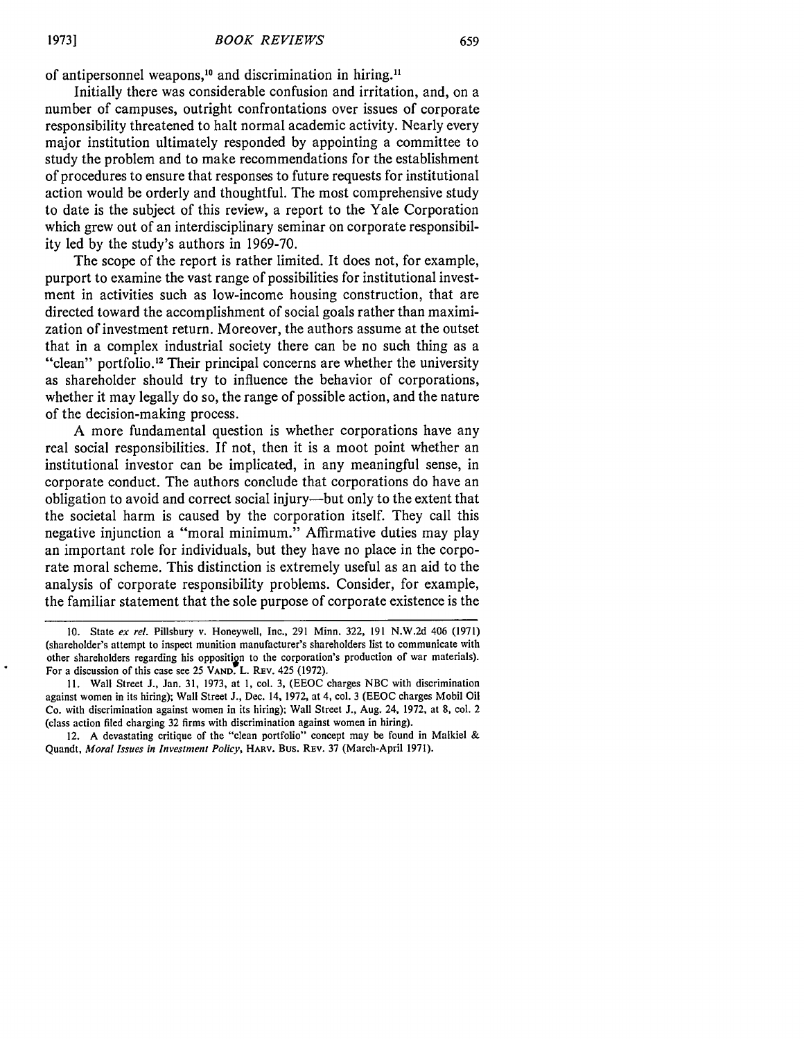of antipersonnel weapons,[10] and discrimination in hiring.[11]

Initially there was considerable confusion and irritation, and, on a number of campuses, outright confrontations over issues of corporate responsibility threatened to halt normal academic activity. Nearly every major institution ultimately responded by appointing a committee to study the problem and to make recommendations for the establishment of procedures to ensure that responses to future requests for institutional action would be orderly and thoughtful. The most comprehensive study to date is the subject of this review, a report to the Yale Corporation which grew out of an interdisciplinary seminar on corporate responsibility led by the study's authors in 1969-70.

The scope of the report is rather limited. It does not, for example, purport to examine the vast range of possibilities for institutional investment in activities such as low-income housing construction, that are directed toward the accomplishment of social goals rather than maximization of investment return. Moreover, the authors assume at the outset that in a complex industrial society there can be no such thing as a "clean" portfolio.[12] Their principal concerns are whether the university as shareholder should try to influence the behavior of corporations, whether it may legally do so, the range of possible action, and the nature of the decision-making process.

A more fundamental question is whether corporations have any real social responsibilities. If not, then it is a moot point whether an institutional investor can be implicated, in any meaningful sense, in corporate conduct. The authors conclude that corporations do have an obligation to avoid and correct social injury—but only to the extent that the societal harm is caused by the corporation itself. They call this negative injunction a "moral minimum." Affirmative duties may play an important role for individuals, but they have no place in the corporate moral scheme. This distinction is extremely useful as an aid to the analysis of corporate responsibility problems. Consider, for example, the familiar statement that the sole purpose of corporate existence is the

---

10. State *ex rel.* Pillsbury v. Honeywell, Inc., 291 Minn. 322, 191 N.W.2d 406 (1971) (shareholder's attempt to inspect munition manufacturer's shareholders list to communicate with other shareholders regarding his opposition to the corporation's production of war materials). For a discussion of this case see 25 VAND. L. REV. 425 (1972).

11. Wall Street J., Jan. 31, 1973, at 1, col. 3, (EEOC charges NBC with discrimination against women in its hiring); Wall Street J., Dec. 14, 1972, at 4, col. 3 (EEOC charges Mobil Oil Co. with discrimination against women in its hiring); Wall Street J., Aug. 24, 1972, at 8, col. 2 (class action filed charging 32 firms with discrimination against women in hiring).

12. A devastating critique of the "clean portfolio" concept may be found in Malkiel & Quandt, *Moral Issues in Investment Policy*, HARV. BUS. REV. 37 (March-April 1971).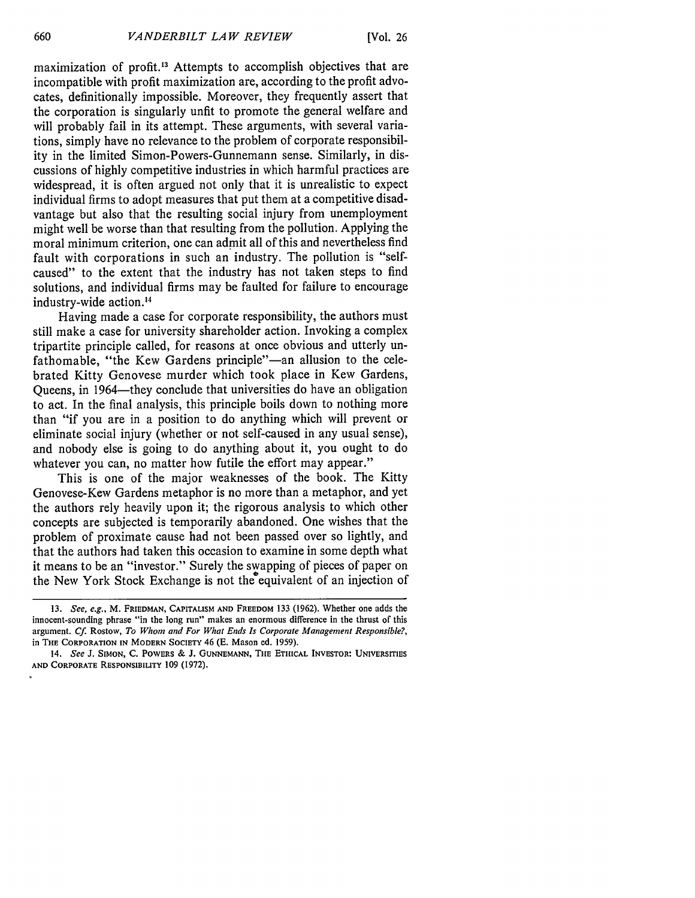maximization of profit.[13] Attempts to accomplish objectives that are incompatible with profit maximization are, according to the profit advocates, definitionally impossible. Moreover, they frequently assert that the corporation is singularly unfit to promote the general welfare and will probably fail in its attempt. These arguments, with several variations, simply have no relevance to the problem of corporate responsibility in the limited Simon-Powers-Gunnemann sense. Similarly, in discussions of highly competitive industries in which harmful practices are widespread, it is often argued not only that it is unrealistic to expect individual firms to adopt measures that put them at a competitive disadvantage but also that the resulting social injury from unemployment might well be worse than that resulting from the pollution. Applying the moral minimum criterion, one can admit all of this and nevertheless find fault with corporations in such an industry. The pollution is "self-caused" to the extent that the industry has not taken steps to find solutions, and individual firms may be faulted for failure to encourage industry-wide action.[14]

Having made a case for corporate responsibility, the authors must still make a case for university shareholder action. Invoking a complex tripartite principle called, for reasons at once obvious and utterly unfathomable, "the Kew Gardens principle"—an allusion to the celebrated Kitty Genovese murder which took place in Kew Gardens, Queens, in 1964—they conclude that universities do have an obligation to act. In the final analysis, this principle boils down to nothing more than "if you are in a position to do anything which will prevent or eliminate social injury (whether or not self-caused in any usual sense), and nobody else is going to do anything about it, you ought to do whatever you can, no matter how futile the effort may appear."

This is one of the major weaknesses of the book. The Kitty Genovese-Kew Gardens metaphor is no more than a metaphor, and yet the authors rely heavily upon it; the rigorous analysis to which other concepts are subjected is temporarily abandoned. One wishes that the problem of proximate cause had not been passed over so lightly, and that the authors had taken this occasion to examine in some depth what it means to be an "investor." Surely the swapping of pieces of paper on the New York Stock Exchange is not the equivalent of an injection of

---

13. *See, e.g.*, M. FRIEDMAN, CAPITALISM AND FREEDOM 133 (1962). Whether one adds the innocent-sounding phrase "in the long run" makes an enormous difference in the thrust of this argument. *Cf.* Rostow, *To Whom and For What Ends Is Corporate Management Responsible?*, in THE CORPORATION IN MODERN SOCIETY 46 (E. Mason ed. 1959).

14. *See* J. SIMON, C. POWERS & J. GUNNEMANN, THE ETHICAL INVESTOR: UNIVERSITIES AND CORPORATE RESPONSIBILITY 109 (1972).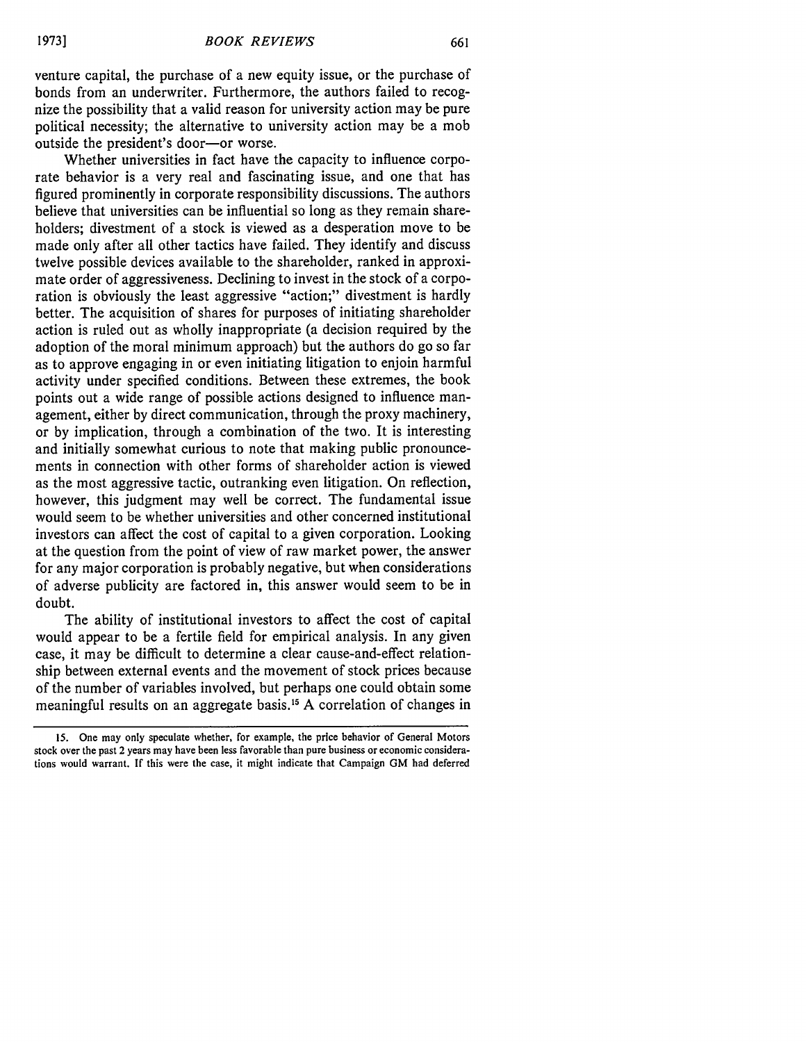venture capital, the purchase of a new equity issue, or the purchase of bonds from an underwriter. Furthermore, the authors failed to recognize the possibility that a valid reason for university action may be pure political necessity; the alternative to university action may be a mob outside the president's door—or worse.

Whether universities in fact have the capacity to influence corporate behavior is a very real and fascinating issue, and one that has figured prominently in corporate responsibility discussions. The authors believe that universities can be influential so long as they remain shareholders; divestment of a stock is viewed as a desperation move to be made only after all other tactics have failed. They identify and discuss twelve possible devices available to the shareholder, ranked in approximate order of aggressiveness. Declining to invest in the stock of a corporation is obviously the least aggressive "action;" divestment is hardly better. The acquisition of shares for purposes of initiating shareholder action is ruled out as wholly inappropriate (a decision required by the adoption of the moral minimum approach) but the authors do go so far as to approve engaging in or even initiating litigation to enjoin harmful activity under specified conditions. Between these extremes, the book points out a wide range of possible actions designed to influence management, either by direct communication, through the proxy machinery, or by implication, through a combination of the two. It is interesting and initially somewhat curious to note that making public pronouncements in connection with other forms of shareholder action is viewed as the most aggressive tactic, outranking even litigation. On reflection, however, this judgment may well be correct. The fundamental issue would seem to be whether universities and other concerned institutional investors can affect the cost of capital to a given corporation. Looking at the question from the point of view of raw market power, the answer for any major corporation is probably negative, but when considerations of adverse publicity are factored in, this answer would seem to be in doubt.

The ability of institutional investors to affect the cost of capital would appear to be a fertile field for empirical analysis. In any given case, it may be difficult to determine a clear cause-and-effect relationship between external events and the movement of stock prices because of the number of variables involved, but perhaps one could obtain some meaningful results on an aggregate basis.[15] A correlation of changes in

---

15. One may only speculate whether, for example, the price behavior of General Motors stock over the past 2 years may have been less favorable than pure business or economic considerations would warrant. If this were the case, it might indicate that Campaign GM had deferred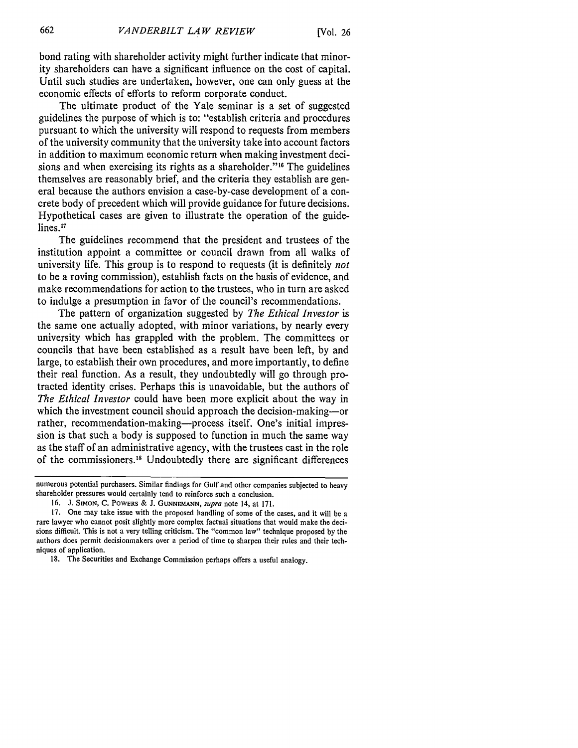bond rating with shareholder activity might further indicate that minority shareholders can have a significant influence on the cost of capital. Until such studies are undertaken, however, one can only guess at the economic effects of efforts to reform corporate conduct.

The ultimate product of the Yale seminar is a set of suggested guidelines the purpose of which is to: "establish criteria and procedures pursuant to which the university will respond to requests from members of the university community that the university take into account factors in addition to maximum economic return when making investment decisions and when exercising its rights as a shareholder."[16] The guidelines themselves are reasonably brief, and the criteria they establish are general because the authors envision a case-by-case development of a concrete body of precedent which will provide guidance for future decisions. Hypothetical cases are given to illustrate the operation of the guidelines.[17]

The guidelines recommend that the president and trustees of the institution appoint a committee or council drawn from all walks of university life. This group is to respond to requests (it is definitely *not* to be a roving commission), establish facts on the basis of evidence, and make recommendations for action to the trustees, who in turn are asked to indulge a presumption in favor of the council's recommendations.

The pattern of organization suggested by *The Ethical Investor* is the same one actually adopted, with minor variations, by nearly every university which has grappled with the problem. The committees or councils that have been established as a result have been left, by and large, to establish their own procedures, and more importantly, to define their real function. As a result, they undoubtedly will go through protracted identity crises. Perhaps this is unavoidable, but the authors of *The Ethical Investor* could have been more explicit about the way in which the investment council should approach the decision-making—or rather, recommendation-making—process itself. One's initial impression is that such a body is supposed to function in much the same way as the staff of an administrative agency, with the trustees cast in the role of the commissioners.[18] Undoubtedly there are significant differences

---

numerous potential purchasers. Similar findings for Gulf and other companies subjected to heavy shareholder pressures would certainly tend to reinforce such a conclusion.

16. J. SIMON, C. POWERS & J. GUNNEMANN, *supra* note 14, at 171.

17. One may take issue with the proposed handling of some of the cases, and it will be a rare lawyer who cannot posit slightly more complex factual situations that would make the decisions difficult. This is not a very telling criticism. The "common law" technique proposed by the authors does permit decisionmakers over a period of time to sharpen their rules and their techniques of application.

18. The Securities and Exchange Commission perhaps offers a useful analogy.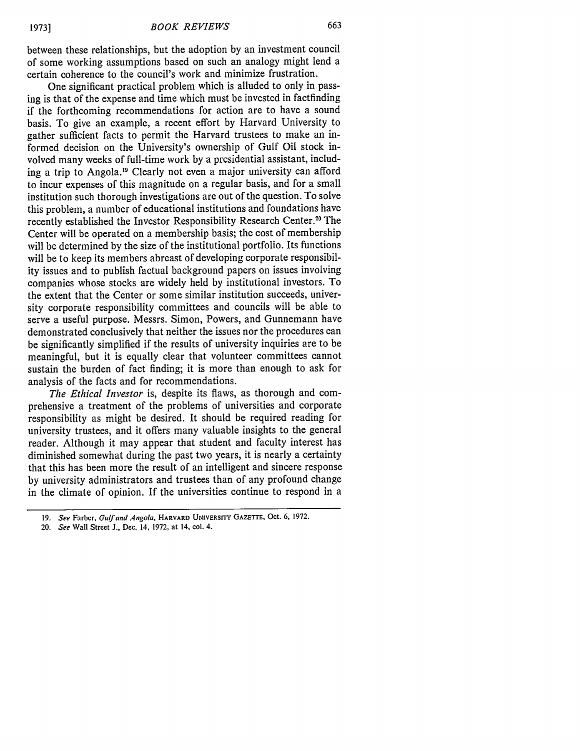between these relationships, but the adoption by an investment council of some working assumptions based on such an analogy might lend a certain coherence to the council's work and minimize frustration.

One significant practical problem which is alluded to only in passing is that of the expense and time which must be invested in factfinding if the forthcoming recommendations for action are to have a sound basis. To give an example, a recent effort by Harvard University to gather sufficient facts to permit the Harvard trustees to make an informed decision on the University's ownership of Gulf Oil stock involved many weeks of full-time work by a presidential assistant, including a trip to Angola.[19] Clearly not even a major university can afford to incur expenses of this magnitude on a regular basis, and for a small institution such thorough investigations are out of the question. To solve this problem, a number of educational institutions and foundations have recently established the Investor Responsibility Research Center.[20] The Center will be operated on a membership basis; the cost of membership will be determined by the size of the institutional portfolio. Its functions will be to keep its members abreast of developing corporate responsibility issues and to publish factual background papers on issues involving companies whose stocks are widely held by institutional investors. To the extent that the Center or some similar institution succeeds, university corporate responsibility committees and councils will be able to serve a useful purpose. Messrs. Simon, Powers, and Gunnemann have demonstrated conclusively that neither the issues nor the procedures can be significantly simplified if the results of university inquiries are to be meaningful, but it is equally clear that volunteer committees cannot sustain the burden of fact finding; it is more than enough to ask for analysis of the facts and for recommendations.

*The Ethical Investor* is, despite its flaws, as thorough and comprehensive a treatment of the problems of universities and corporate responsibility as might be desired. It should be required reading for university trustees, and it offers many valuable insights to the general reader. Although it may appear that student and faculty interest has diminished somewhat during the past two years, it is nearly a certainty that this has been more the result of an intelligent and sincere response by university administrators and trustees than of any profound change in the climate of opinion. If the universities continue to respond in a

---

19. *See* Farber, *Gulf and Angola*, HARVARD UNIVERSITY GAZETTE, Oct. 6, 1972.

20. *See* Wall Street J., Dec. 14, 1972, at 14, col. 4.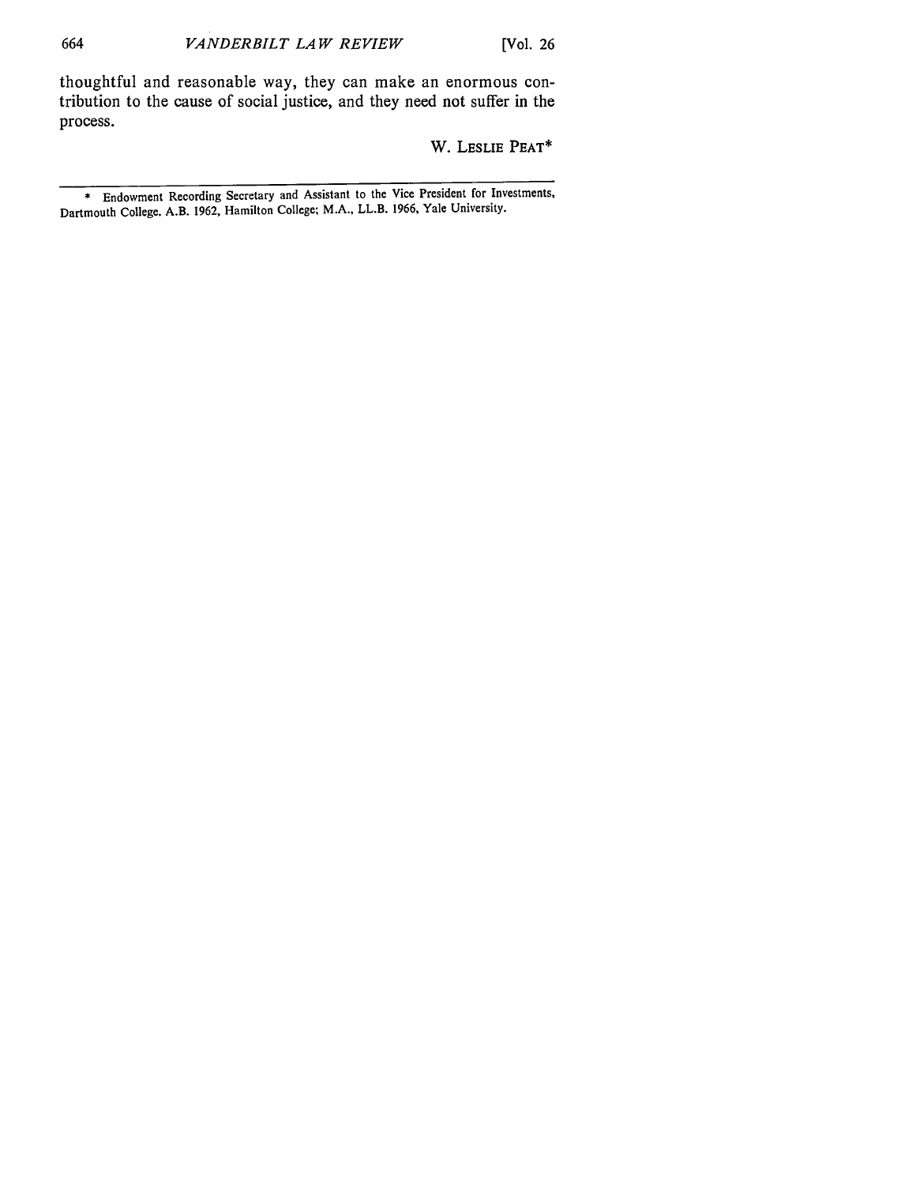thoughtful and reasonable way, they can make an enormous contribution to the cause of social justice, and they need not suffer in the process.

W. LESLIE PEAT*

---

* Endowment Recording Secretary and Assistant to the Vice President for Investments, Dartmouth College. A.B. 1962, Hamilton College; M.A., LL.B. 1966, Yale University.